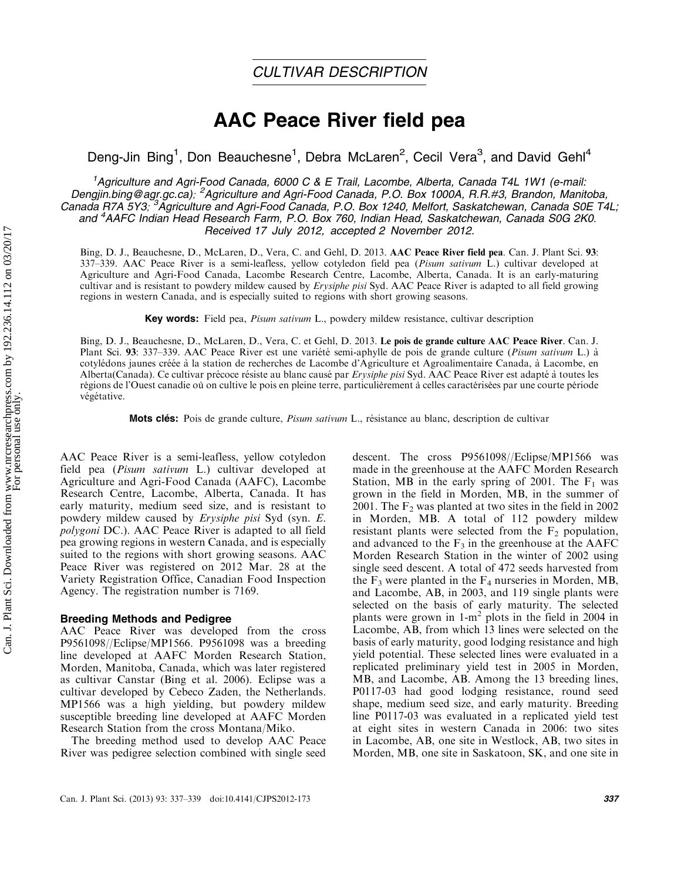CULTIVAR DESCRIPTION

# AAC Peace River field pea

Deng-Jin Bing[1], Don Beauchesne[1], Debra McLaren[2], Cecil Vera[3], and David Gehl[4]

[1]Agriculture and Agri-Food Canada, 6000 C & E Trail, Lacombe, Alberta, Canada T4L 1W1 (e-mail: Dengjin.bing@agr.gc.ca); [2]Agriculture and Agri-Food Canada, P.O. Box 1000A, R.R.#3, Brandon, Manitoba, Canada R7A 5Y3; [3]Agriculture and Agri-Food Canada, P.O. Box 1240, Melfort, Saskatchewan, Canada S0E T4L; and [4]AAFC Indian Head Research Farm, P.O. Box 760, Indian Head, Saskatchewan, Canada S0G 2K0. Received 17 July 2012, accepted 2 November 2012.

Bing, D. J., Beauchesne, D., McLaren, D., Vera, C. and Gehl, D. 2013. **AAC Peace River field pea**. Can. J. Plant Sci. **93**: 337–339. AAC Peace River is a semi-leafless, yellow cotyledon field pea (*Pisum sativum* L.) cultivar developed at Agriculture and Agri-Food Canada, Lacombe Research Centre, Lacombe, Alberta, Canada. It is an early-maturing cultivar and is resistant to powdery mildew caused by *Erysiphe pisi* Syd. AAC Peace River is adapted to all field growing regions in western Canada, and is especially suited to regions with short growing seasons.

**Key words:** Field pea, *Pisum sativum* L., powdery mildew resistance, cultivar description

Bing, D. J., Beauchesne, D., McLaren, D., Vera, C. et Gehl, D. 2013. **Le pois de grande culture AAC Peace River**. Can. J. Plant Sci. **93**: 337–339. AAC Peace River est une variété semi-aphylle de pois de grande culture (*Pisum sativum* L.) à cotylédons jaunes créée à la station de recherches de Lacombe d'Agriculture et Agroalimentaire Canada, à Lacombe, en Alberta(Canada). Ce cultivar précoce résiste au blanc causé par *Erysiphe pisi* Syd. AAC Peace River est adapté à toutes les régions de l'Ouest canadie où on cultive le pois en pleine terre, particulièrement à celles caractérisées par une courte période végétative.

**Mots clés:** Pois de grande culture, *Pisum sativum* L., résistance au blanc, description de cultivar

AAC Peace River is a semi-leafless, yellow cotyledon field pea (*Pisum sativum* L.) cultivar developed at Agriculture and Agri-Food Canada (AAFC), Lacombe Research Centre, Lacombe, Alberta, Canada. It has early maturity, medium seed size, and is resistant to powdery mildew caused by *Erysiphe pisi* Syd (syn. *E. polygoni* DC.). AAC Peace River is adapted to all field pea growing regions in western Canada, and is especially suited to the regions with short growing seasons. AAC Peace River was registered on 2012 Mar. 28 at the Variety Registration Office, Canadian Food Inspection Agency. The registration number is 7169.

### Breeding Methods and Pedigree

AAC Peace River was developed from the cross P9561098//Eclipse/MP1566. P9561098 was a breeding line developed at AAFC Morden Research Station, Morden, Manitoba, Canada, which was later registered as cultivar Canstar (Bing et al. 2006). Eclipse was a cultivar developed by Cebeco Zaden, the Netherlands. MP1566 was a high yielding, but powdery mildew susceptible breeding line developed at AAFC Morden Research Station from the cross Montana/Miko.

The breeding method used to develop AAC Peace River was pedigree selection combined with single seed descent. The cross P9561098//Eclipse/MP1566 was made in the greenhouse at the AAFC Morden Research Station, MB in the early spring of 2001. The $F_1$ was grown in the field in Morden, MB, in the summer of 2001. The $F_2$ was planted at two sites in the field in 2002 in Morden, MB. A total of 112 powdery mildew resistant plants were selected from the $F_2$ population, and advanced to the $F_3$ in the greenhouse at the AAFC Morden Research Station in the winter of 2002 using single seed descent. A total of 472 seeds harvested from the $F_3$ were planted in the $F_4$ nurseries in Morden, MB, and Lacombe, AB, in 2003, and 119 single plants were selected on the basis of early maturity. The selected plants were grown in 1-m$^2$ plots in the field in 2004 in Lacombe, AB, from which 13 lines were selected on the basis of early maturity, good lodging resistance and high yield potential. These selected lines were evaluated in a replicated preliminary yield test in 2005 in Morden, MB, and Lacombe, AB. Among the 13 breeding lines, P0117-03 had good lodging resistance, round seed shape, medium seed size, and early maturity. Breeding line P0117-03 was evaluated in a replicated yield test at eight sites in western Canada in 2006: two sites in Lacombe, AB, one site in Westlock, AB, two sites in Morden, MB, one site in Saskatoon, SK, and one site in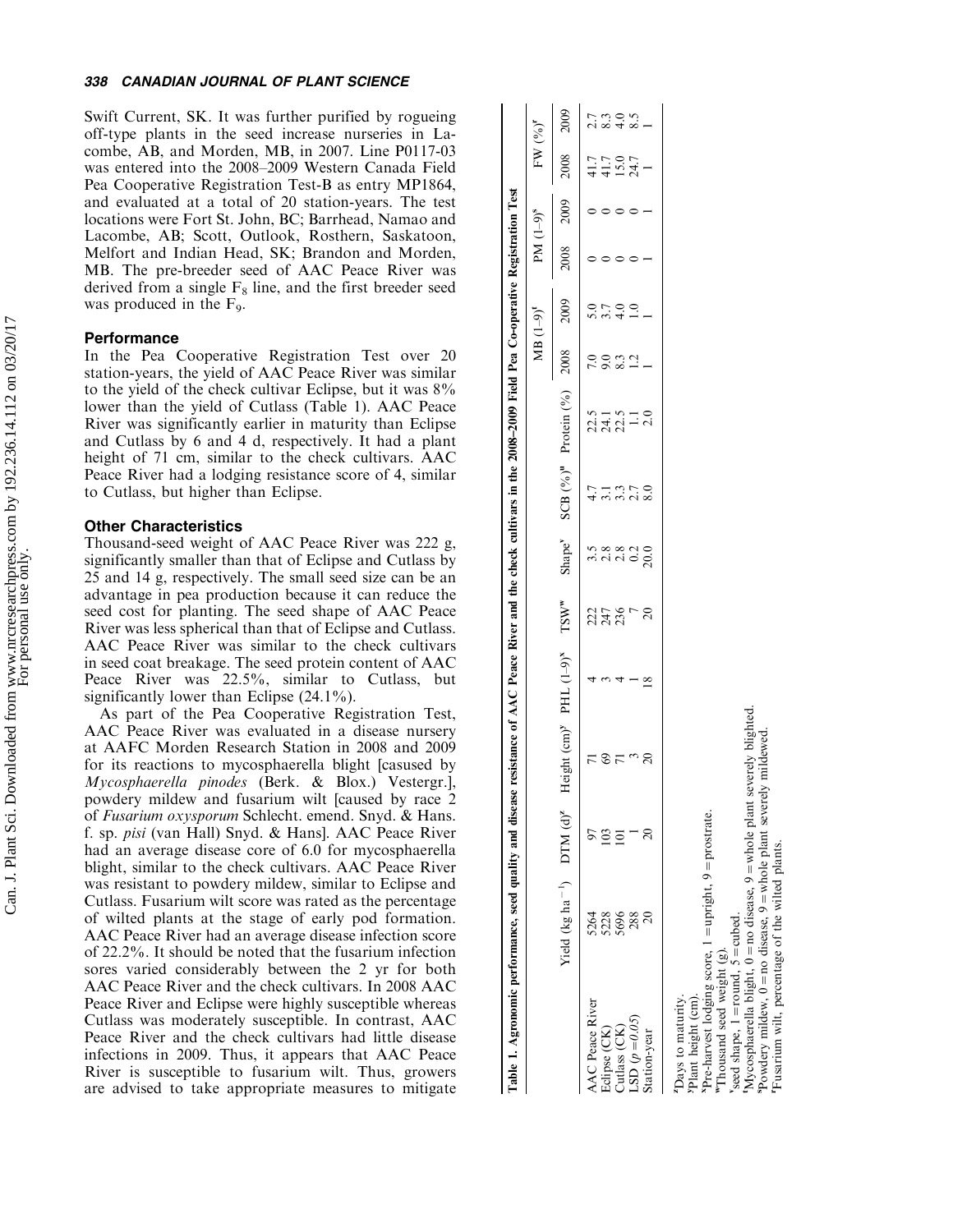Swift Current, SK. It was further purified by rogueing off-type plants in the seed increase nurseries in Lacombe, AB, and Morden, MB, in 2007. Line P0117-03 was entered into the 2008–2009 Western Canada Field Pea Cooperative Registration Test-B as entry MP1864, and evaluated at a total of 20 station-years. The test locations were Fort St. John, BC; Barrhead, Namao and Lacombe, AB; Scott, Outlook, Rosthern, Saskatoon, Melfort and Indian Head, SK; Brandon and Morden, MB. The pre-breeder seed of AAC Peace River was derived from a single $F_8$ line, and the first breeder seed was produced in the $F_9$.

## Performance

In the Pea Cooperative Registration Test over 20 station-years, the yield of AAC Peace River was similar to the yield of the check cultivar Eclipse, but it was 8% lower than the yield of Cutlass (Table 1). AAC Peace River was significantly earlier in maturity than Eclipse and Cutlass by 6 and 4 d, respectively. It had a plant height of 71 cm, similar to the check cultivars. AAC Peace River had a lodging resistance score of 4, similar to Cutlass, but higher than Eclipse.

## Other Characteristics

Thousand-seed weight of AAC Peace River was 222 g, significantly smaller than that of Eclipse and Cutlass by 25 and 14 g, respectively. The small seed size can be an advantage in pea production because it can reduce the seed cost for planting. The seed shape of AAC Peace River was less spherical than that of Eclipse and Cutlass. AAC Peace River was similar to the check cultivars in seed coat breakage. The seed protein content of AAC Peace River was 22.5%, similar to Cutlass, but significantly lower than Eclipse (24.1%).

As part of the Pea Cooperative Registration Test, AAC Peace River was evaluated in a disease nursery at AAFC Morden Research Station in 2008 and 2009 for its reactions to mycosphaerella blight [casused by *Mycosphaerella pinodes* (Berk. & Blox.) Vestergr.], powdery mildew and fusarium wilt [caused by race 2 of *Fusarium oxysporum* Schlecht. emend. Snyd. & Hans. f. sp. *pisi* (van Hall) Snyd. & Hans]. AAC Peace River had an average disease core of 6.0 for mycosphaerella blight, similar to the check cultivars. AAC Peace River was resistant to powdery mildew, similar to Eclipse and Cutlass. Fusarium wilt score was rated as the percentage of wilted plants at the stage of early pod formation. AAC Peace River had an average disease infection score of 22.2%. It should be noted that the fusarium infection sores varied considerably between the 2 yr for both AAC Peace River and the check cultivars. In 2008 AAC Peace River and Eclipse were highly susceptible whereas Cutlass was moderately susceptible. In contrast, AAC Peace River and the check cultivars had little disease infections in 2009. Thus, it appears that AAC Peace River is susceptible to fusarium wilt. Thus, growers are advised to take appropriate measures to mitigate

**Table 1. Agronomic performance, seed quality and disease resistance of AAC Peace River and the check cultivars in the 2008–2009 Field Pea Co-operative Registration Test**

| | Yield (kg ha$^{-1}$) | DTM (d)[z] | Height (cm)[y] | PHL (1–9)[x] | TSW[w] | Shape[v] | SCB (%)[u] | Protein (%) | MB (1–9)[t] | | PM (1–9)[s] | | FW (%)[r] | |
|---|---|---|---|---|---|---|---|---|---|---|---|---|---|---|
| | | | | | | | | | 2008 | 2009 | 2008 | 2009 | 2008 | 2009 |
| AAC Peace River | 5264 | 97 | 71 | 4 | 222 | 3.5 | 4.7 | 22.5 | 7.0 | 5.0 | 0 | 0 | 41.7 | 2.7 |
| Eclipse (CK) | 5228 | 103 | 69 | 3 | 247 | 2.8 | 3.1 | 24.1 | 9.0 | 3.7 | 0 | 0 | 41.7 | 8.3 |
| Cutlass (CK) | 5696 | 101 | 71 | 4 | 236 | 2.8 | 3.3 | 22.5 | 8.3 | 4.0 | 0 | 0 | 15.0 | 4.0 |
| LSD ($p$ = 0.05) | 288 | 1 | 3 | 1 | 7 | 0.2 | 2.7 | 1.1 | 1.2 | 1.0 | 0 | 0 | 24.7 | 8.5 |
| Station-year | 20 | 20 | 20 | 18 | 20 | 20.0 | 8.0 | 2.0 | 1 | 1 | 1 | 1 | 1 | 1 |

[z]Days to maturity.
[y]Plant height (cm).
[x]Pre-harvest lodging score, 1 = upright, 9 = prostrate.
[w]Thousand seed weight (g).
[v]seed shape, 1 = round, 5 = cubed.
[t]Mycosphaerella blight, 0 = no disease, 9 = whole plant severely blighted.
[s]Powdery mildew, 0 = no disease, 9 = whole plant severely mildewed.
[r]Fusarium wilt, percentage of the wilted plants.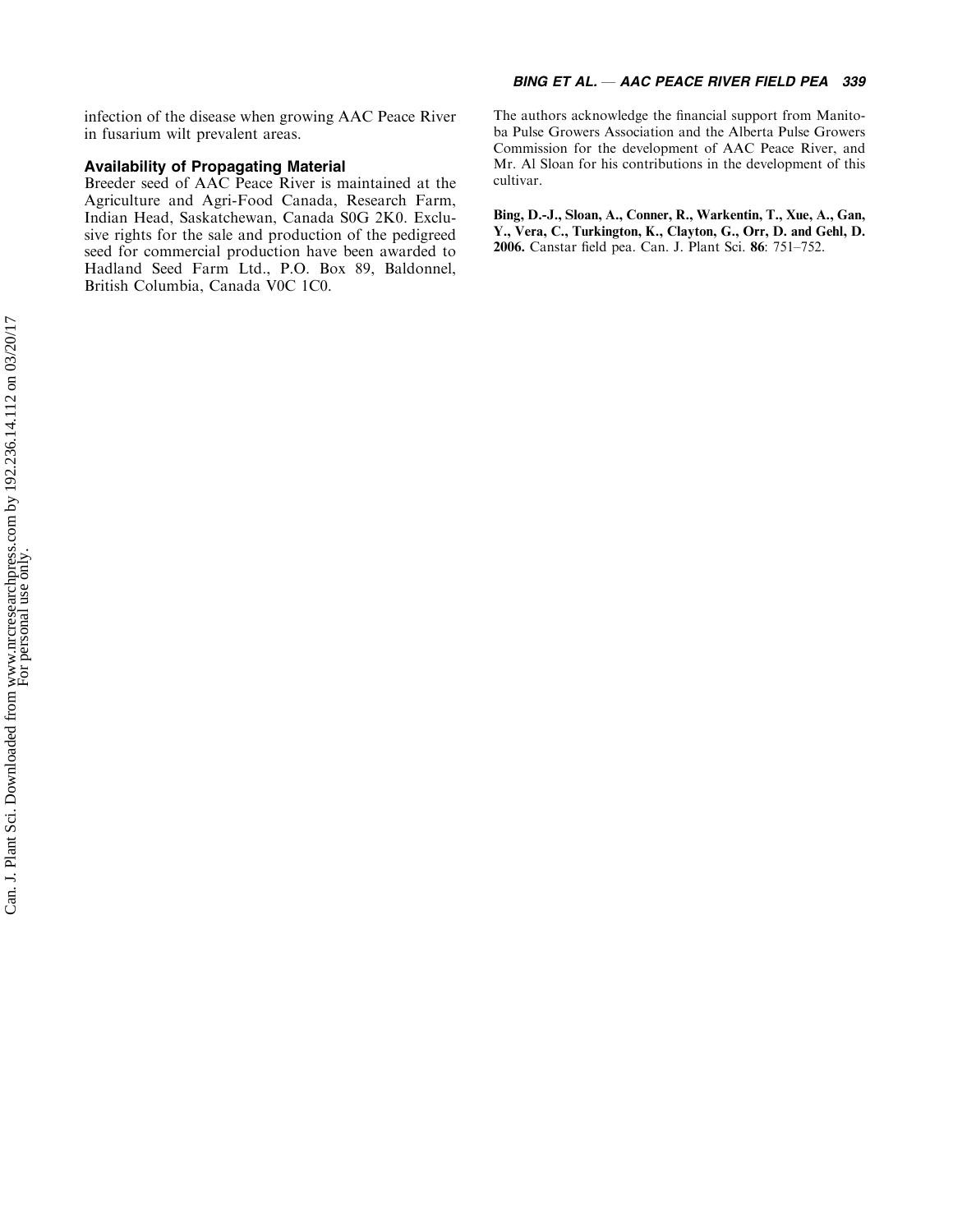infection of the disease when growing AAC Peace River in fusarium wilt prevalent areas.

## Availability of Propagating Material

Breeder seed of AAC Peace River is maintained at the Agriculture and Agri-Food Canada, Research Farm, Indian Head, Saskatchewan, Canada S0G 2K0. Exclusive rights for the sale and production of the pedigreed seed for commercial production have been awarded to Hadland Seed Farm Ltd., P.O. Box 89, Baldonnel, British Columbia, Canada V0C 1C0.

The authors acknowledge the financial support from Manitoba Pulse Growers Association and the Alberta Pulse Growers Commission for the development of AAC Peace River, and Mr. Al Sloan for his contributions in the development of this cultivar.

**Bing, D.-J., Sloan, A., Conner, R., Warkentin, T., Xue, A., Gan, Y., Vera, C., Turkington, K., Clayton, G., Orr, D. and Gehl, D. 2006.** Canstar field pea. Can. J. Plant Sci. **86**: 751–752.